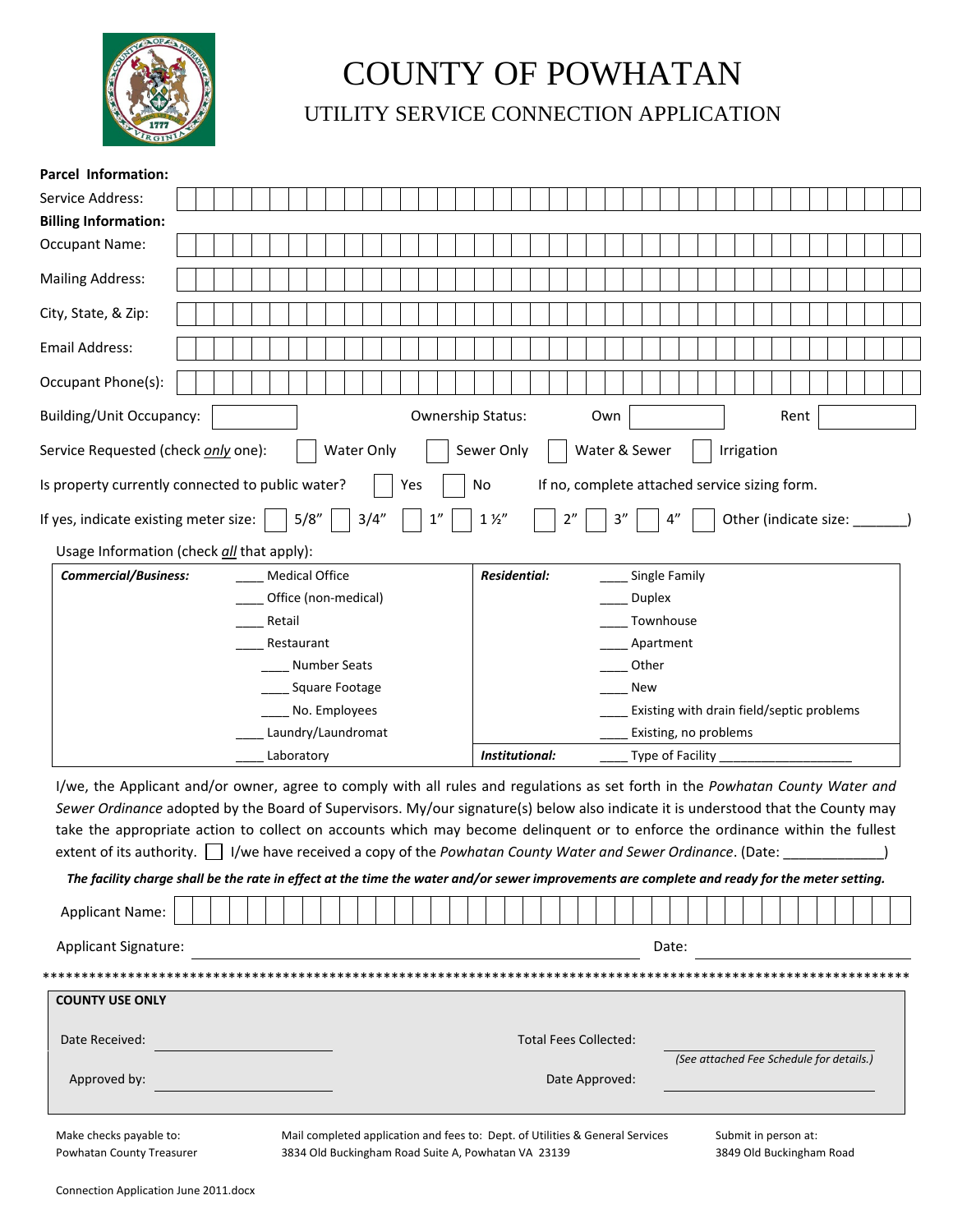# COUNTY OF POWHATAN

## UTILITY SERVICE CONNECTION APPLICATION

**Parcel Information:**

Service Address:

**Billing Information:**

Occupant Name:

Mailing Address:

City, State, & Zip:

Email Address:

Occupant Phone(s):

Building/Unit Occupancy: Ownership Status: Own Rent

Service Requested (check *only* one): ☐ Water Only ☐ Sewer Only ☐ Water & Sewer ☐ Irrigation

Is property currently connected to public water? ☐ Yes ☐ No If no, complete attached service sizing form.

If yes, indicate existing meter size: ☐ 5/8" ☐ 3/4" ☐ 1" ☐ 1 ½" ☐ 2" ☐ 3" ☐ 4" ☐ Other (indicate size: _______)

Usage Information (check *all* that apply):

| ***Commercial/Business:*** | | ***Residential:*** | |
|---|---|---|---|
| | ____ Medical Office | | ____ Single Family |
| | ____ Office (non-medical) | | ____ Duplex |
| | ____ Retail | | ____ Townhouse |
| | ____ Restaurant | | ____ Apartment |
| | ____ Number Seats | | ____ Other |
| | ____ Square Footage | | ____ New |
| | ____ No. Employees | | ____ Existing with drain field/septic problems |
| | ____ Laundry/Laundromat | | ____ Existing, no problems |
| | ____ Laboratory | ***Institutional:*** | ____ Type of Facility __________________ |

I/we, the Applicant and/or owner, agree to comply with all rules and regulations as set forth in the *Powhatan County Water and Sewer Ordinance* adopted by the Board of Supervisors. My/our signature(s) below also indicate it is understood that the County may take the appropriate action to collect on accounts which may become delinquent or to enforce the ordinance within the fullest extent of its authority. ☐ I/we have received a copy of the *Powhatan County Water and Sewer Ordinance*. (Date: _____________)

***The facility charge shall be the rate in effect at the time the water and/or sewer improvements are complete and ready for the meter setting.***

Applicant Name:

Applicant Signature: ______________________________ Date: ______________

************************************************************************************************************

**COUNTY USE ONLY**

Date Received: ____________________ Total Fees Collected: ____________________

*(See attached Fee Schedule for details.)*

Approved by: ____________________ Date Approved: ____________________

Make checks payable to:
Powhatan County Treasurer

Mail completed application and fees to: Dept. of Utilities & General Services
3834 Old Buckingham Road Suite A, Powhatan VA 23139

Submit in person at:
3849 Old Buckingham Road

Connection Application June 2011.docx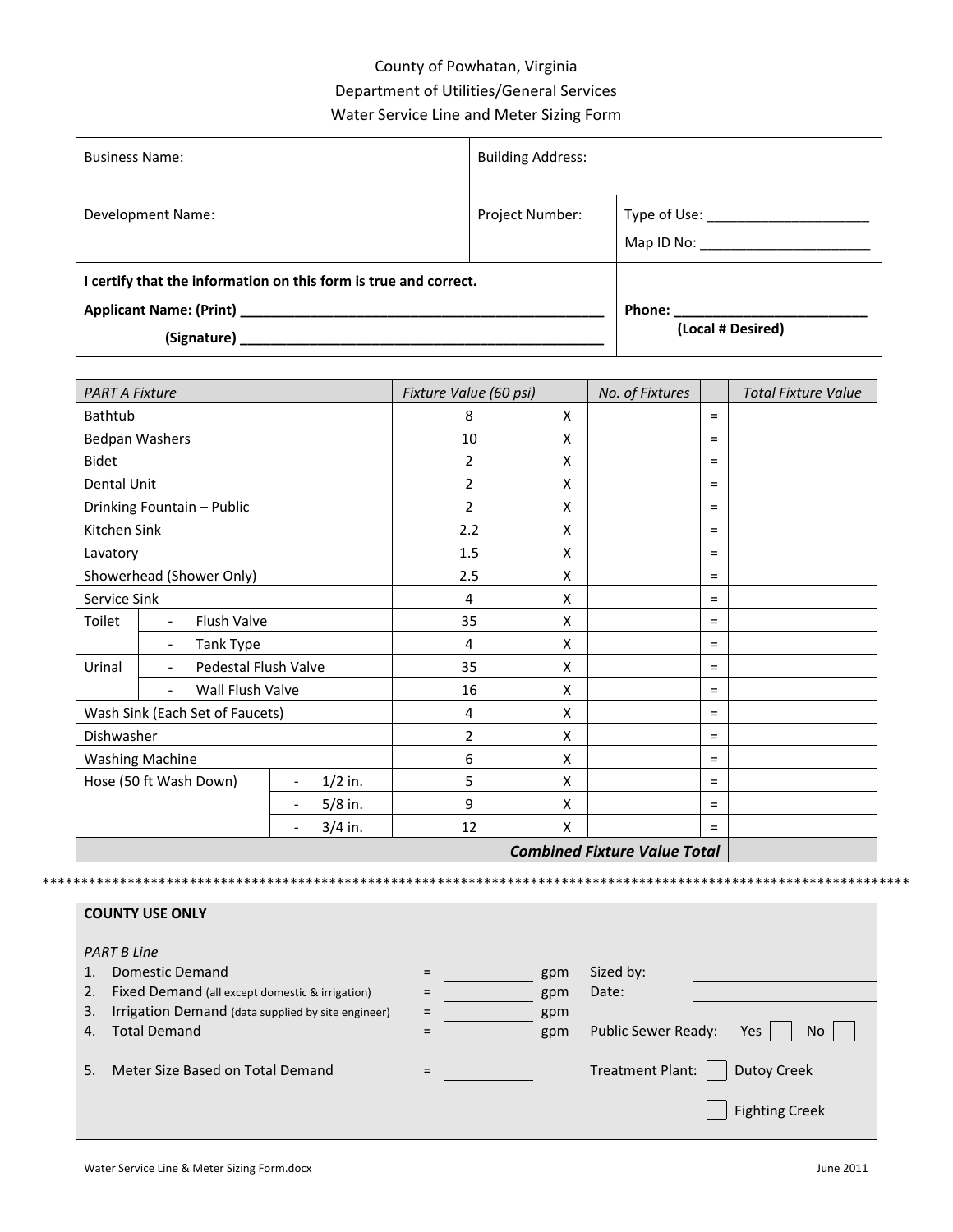County of Powhatan, Virginia

Department of Utilities/General Services

Water Service Line and Meter Sizing Form

| | | |
|---|---|---|
| Business Name: | Building Address: | |
| Development Name: | Project Number: | Type of Use: ____________________<br>Map ID No: ____________________ |
| **I certify that the information on this form is true and correct.**<br>**Applicant Name: (Print) ________________________________________**<br>**(Signature) ________________________________________** | | **Phone: ____________________**<br>**(Local # Desired)** |

| *PART A Fixture* | | | *Fixture Value (60 psi)* | | *No. of Fixtures* | | *Total Fixture Value* |
|---|---|---|---|---|---|---|---|
| Bathtub | | | 8 | X | | = | |
| Bedpan Washers | | | 10 | X | | = | |
| Bidet | | | 2 | X | | = | |
| Dental Unit | | | 2 | X | | = | |
| Drinking Fountain – Public | | | 2 | X | | = | |
| Kitchen Sink | | | 2.2 | X | | = | |
| Lavatory | | | 1.5 | X | | = | |
| Showerhead (Shower Only) | | | 2.5 | X | | = | |
| Service Sink | | | 4 | X | | = | |
| Toilet | - Flush Valve | | 35 | X | | = | |
| | - Tank Type | | 4 | X | | = | |
| Urinal | - Pedestal Flush Valve | | 35 | X | | = | |
| | - Wall Flush Valve | | 16 | X | | = | |
| Wash Sink (Each Set of Faucets) | | | 4 | X | | = | |
| Dishwasher | | | 2 | X | | = | |
| Washing Machine | | | 6 | X | | = | |
| Hose (50 ft Wash Down) | | - 1/2 in. | 5 | X | | = | |
| | | - 5/8 in. | 9 | X | | = | |
| | | - 3/4 in. | 12 | X | | = | |
| | | | | | ***Combined Fixture Value Total*** | | |

************************************************************************************************************

**COUNTY USE ONLY**

*PART B Line*

1. Domestic Demand = ____________ gpm    Sized by: ____________________
2. Fixed Demand (all except domestic & irrigation) = ____________ gpm    Date: ____________________
3. Irrigation Demand (data supplied by site engineer) = ____________ gpm
4. Total Demand = ____________ gpm    Public Sewer Ready: Yes ☐ No ☐
5. Meter Size Based on Total Demand = ____________    Treatment Plant: ☐ Dutoy Creek

☐ Fighting Creek

Water Service Line & Meter Sizing Form.docx    June 2011